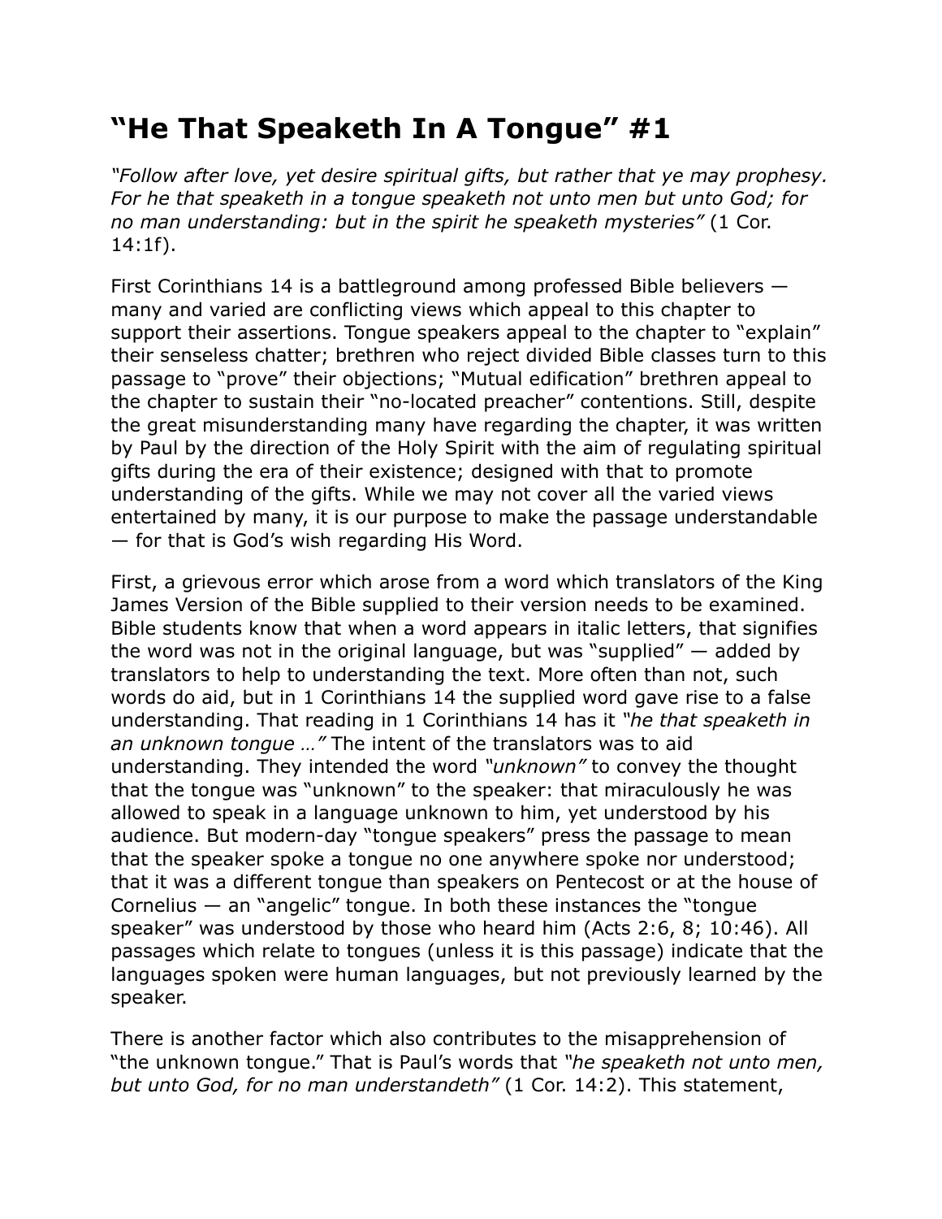# “He That Speaketh In A Tongue” #1

*“Follow after love, yet desire spiritual gifts, but rather that ye may prophesy. For he that speaketh in a tongue speaketh not unto men but unto God; for no man understanding: but in the spirit he speaketh mysteries”* (1 Cor. 14:1f).

First Corinthians 14 is a battleground among professed Bible believers — many and varied are conflicting views which appeal to this chapter to support their assertions. Tongue speakers appeal to the chapter to “explain” their senseless chatter; brethren who reject divided Bible classes turn to this passage to “prove” their objections; “Mutual edification” brethren appeal to the chapter to sustain their “no-located preacher” contentions. Still, despite the great misunderstanding many have regarding the chapter, it was written by Paul by the direction of the Holy Spirit with the aim of regulating spiritual gifts during the era of their existence; designed with that to promote understanding of the gifts. While we may not cover all the varied views entertained by many, it is our purpose to make the passage understandable — for that is God’s wish regarding His Word.

First, a grievous error which arose from a word which translators of the King James Version of the Bible supplied to their version needs to be examined. Bible students know that when a word appears in italic letters, that signifies the word was not in the original language, but was “supplied” — added by translators to help to understanding the text. More often than not, such words do aid, but in 1 Corinthians 14 the supplied word gave rise to a false understanding. That reading in 1 Corinthians 14 has it *“he that speaketh in an unknown tongue …”* The intent of the translators was to aid understanding. They intended the word *“unknown”* to convey the thought that the tongue was “unknown” to the speaker: that miraculously he was allowed to speak in a language unknown to him, yet understood by his audience. But modern-day “tongue speakers” press the passage to mean that the speaker spoke a tongue no one anywhere spoke nor understood; that it was a different tongue than speakers on Pentecost or at the house of Cornelius — an “angelic” tongue. In both these instances the “tongue speaker” was understood by those who heard him (Acts 2:6, 8; 10:46). All passages which relate to tongues (unless it is this passage) indicate that the languages spoken were human languages, but not previously learned by the speaker.

There is another factor which also contributes to the misapprehension of “the unknown tongue.” That is Paul’s words that *“he speaketh not unto men, but unto God, for no man understandeth”* (1 Cor. 14:2). This statement,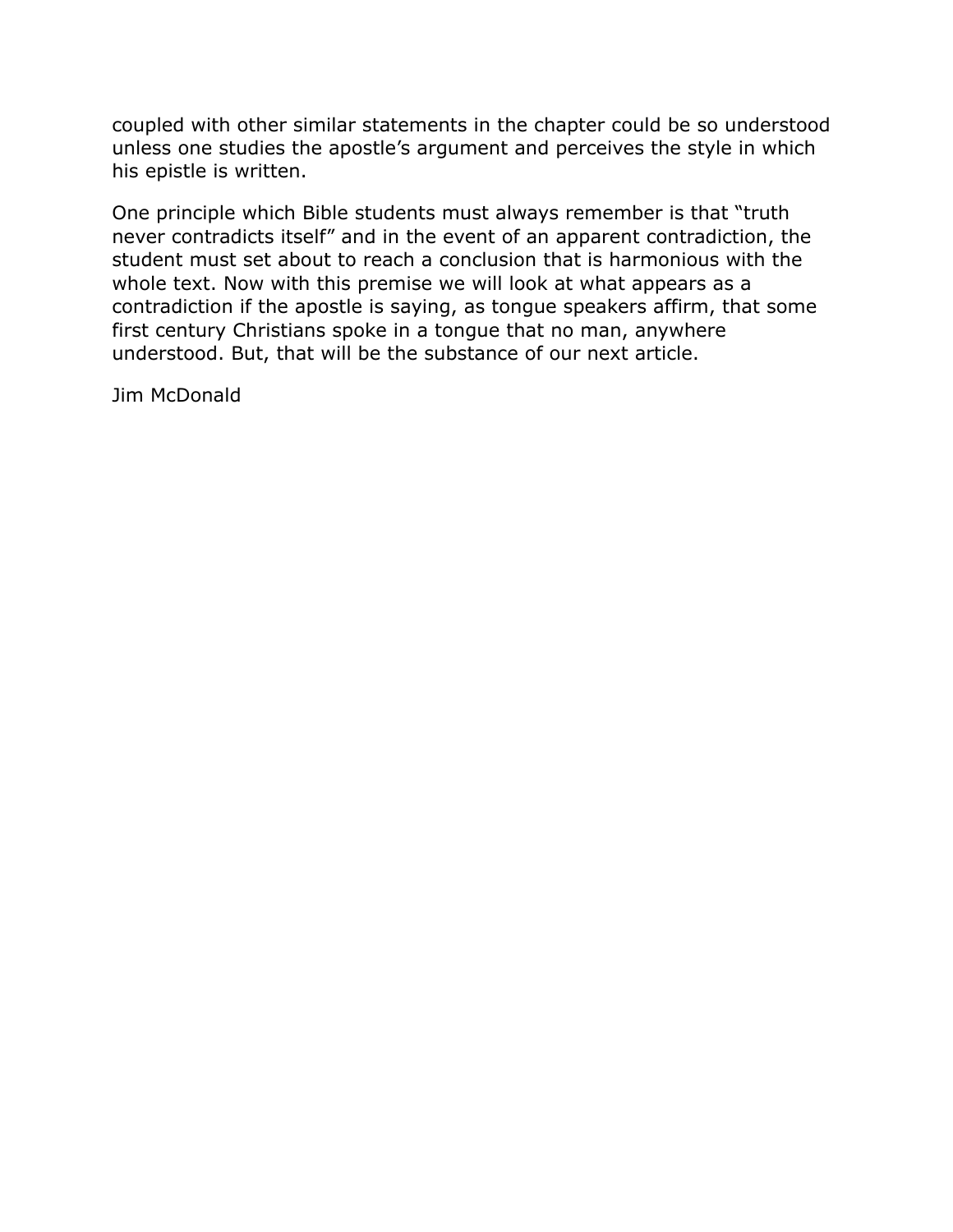coupled with other similar statements in the chapter could be so understood unless one studies the apostle's argument and perceives the style in which his epistle is written.

One principle which Bible students must always remember is that "truth never contradicts itself" and in the event of an apparent contradiction, the student must set about to reach a conclusion that is harmonious with the whole text. Now with this premise we will look at what appears as a contradiction if the apostle is saying, as tongue speakers affirm, that some first century Christians spoke in a tongue that no man, anywhere understood. But, that will be the substance of our next article.

Jim McDonald